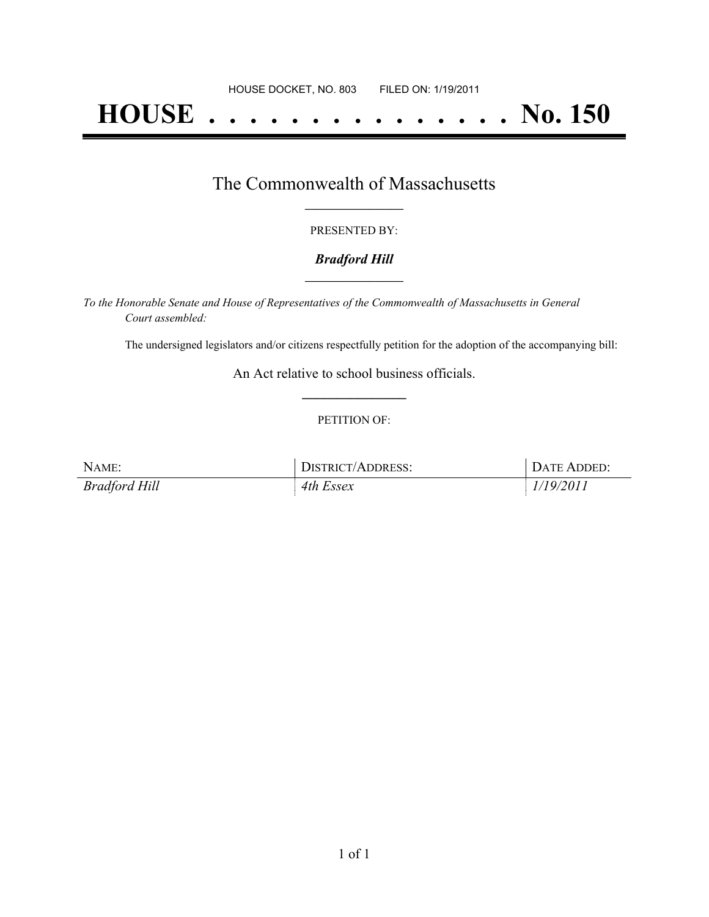HOUSE DOCKET, NO. 803 FILED ON: 1/19/2011

# HOUSE . . . . . . . . . . . . . . . No. 150

## The Commonwealth of Massachusetts

PRESENTED BY:

***Bradford Hill***

*To the Honorable Senate and House of Representatives of the Commonwealth of Massachusetts in General Court assembled:*

The undersigned legislators and/or citizens respectfully petition for the adoption of the accompanying bill:

An Act relative to school business officials.

PETITION OF:

| NAME: | DISTRICT/ADDRESS: | DATE ADDED: |
|---|---|---|
| *Bradford Hill* | *4th Essex* | *1/19/2011* |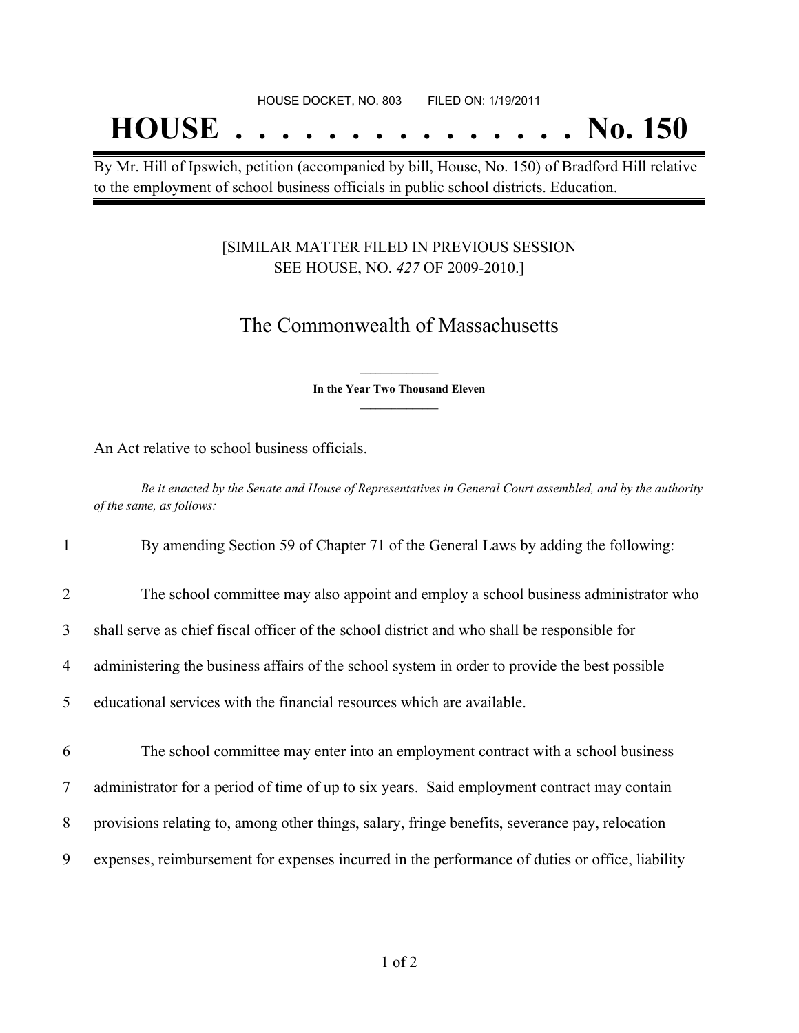HOUSE DOCKET, NO. 803        FILED ON: 1/19/2011

# HOUSE . . . . . . . . . . . . . . . No. 150

By Mr. Hill of Ipswich, petition (accompanied by bill, House, No. 150) of Bradford Hill relative to the employment of school business officials in public school districts. Education.

[SIMILAR MATTER FILED IN PREVIOUS SESSION
SEE HOUSE, NO. *427* OF 2009-2010.]

## The Commonwealth of Massachusetts

**In the Year Two Thousand Eleven**

An Act relative to school business officials.

*Be it enacted by the Senate and House of Representatives in General Court assembled, and by the authority of the same, as follows:*

1 By amending Section 59 of Chapter 71 of the General Laws by adding the following:

2 The school committee may also appoint and employ a school business administrator who
3 shall serve as chief fiscal officer of the school district and who shall be responsible for
4 administering the business affairs of the school system in order to provide the best possible
5 educational services with the financial resources which are available.

6 The school committee may enter into an employment contract with a school business
7 administrator for a period of time of up to six years. Said employment contract may contain
8 provisions relating to, among other things, salary, fringe benefits, severance pay, relocation
9 expenses, reimbursement for expenses incurred in the performance of duties or office, liability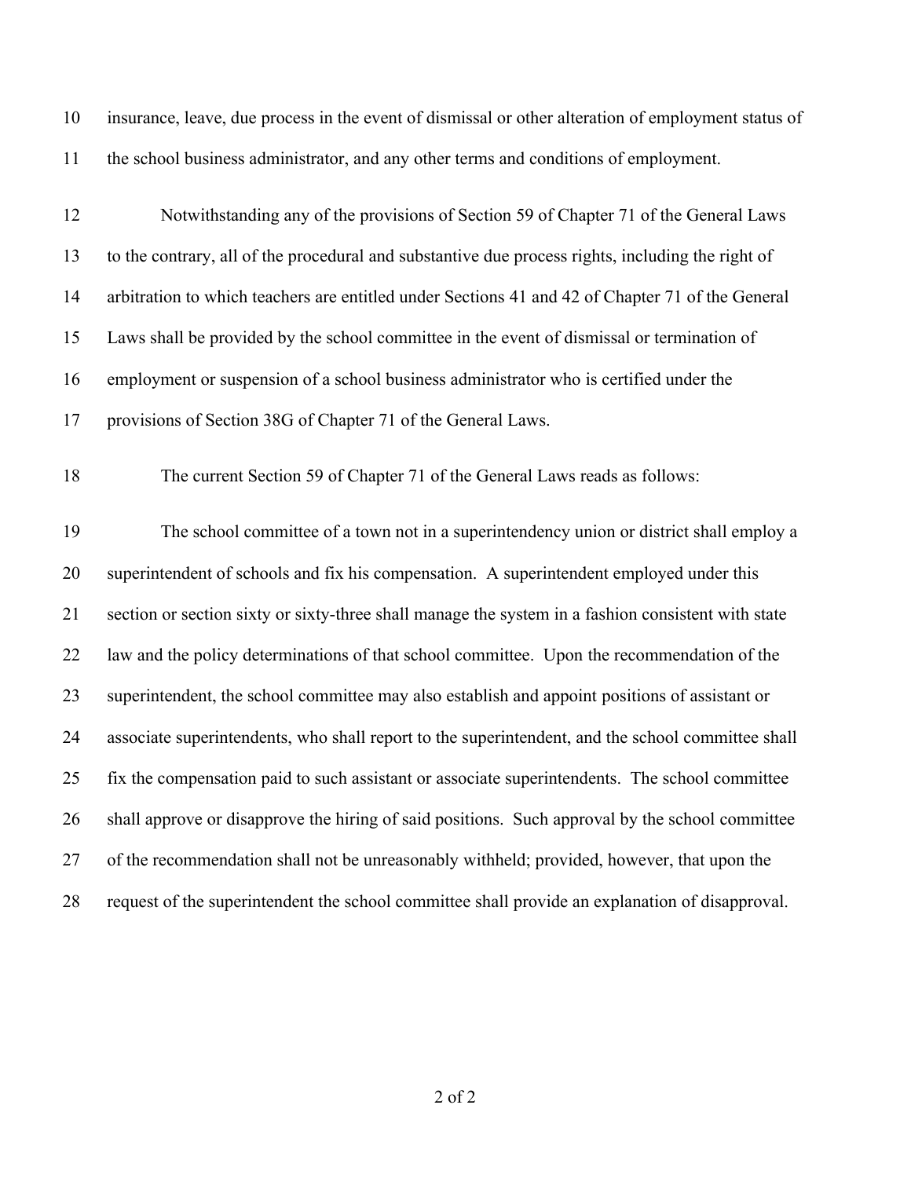insurance, leave, due process in the event of dismissal or other alteration of employment status of the school business administrator, and any other terms and conditions of employment.

Notwithstanding any of the provisions of Section 59 of Chapter 71 of the General Laws to the contrary, all of the procedural and substantive due process rights, including the right of arbitration to which teachers are entitled under Sections 41 and 42 of Chapter 71 of the General Laws shall be provided by the school committee in the event of dismissal or termination of employment or suspension of a school business administrator who is certified under the provisions of Section 38G of Chapter 71 of the General Laws.

The current Section 59 of Chapter 71 of the General Laws reads as follows:

The school committee of a town not in a superintendency union or district shall employ a superintendent of schools and fix his compensation. A superintendent employed under this section or section sixty or sixty-three shall manage the system in a fashion consistent with state law and the policy determinations of that school committee. Upon the recommendation of the superintendent, the school committee may also establish and appoint positions of assistant or associate superintendents, who shall report to the superintendent, and the school committee shall fix the compensation paid to such assistant or associate superintendents. The school committee shall approve or disapprove the hiring of said positions. Such approval by the school committee of the recommendation shall not be unreasonably withheld; provided, however, that upon the request of the superintendent the school committee shall provide an explanation of disapproval.